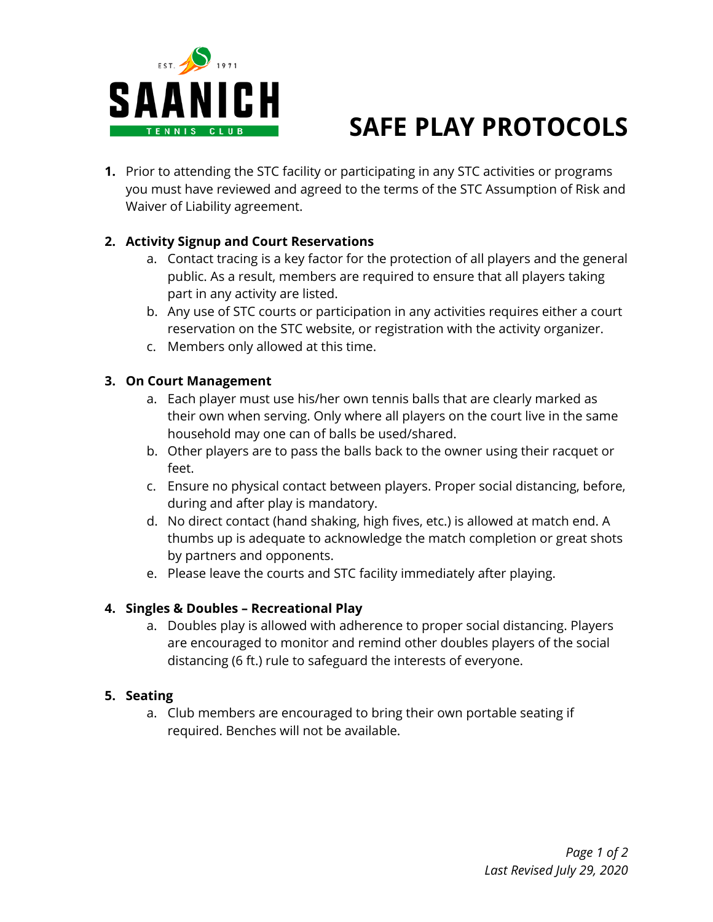# SAFE PLAY PROTOCOLS

1. Prior to attending the STC facility or participating in any STC activities or programs you must have reviewed and agreed to the terms of the STC Assumption of Risk and Waiver of Liability agreement.

2. **Activity Signup and Court Reservations**
    a. Contact tracing is a key factor for the protection of all players and the general public. As a result, members are required to ensure that all players taking part in any activity are listed.
    b. Any use of STC courts or participation in any activities requires either a court reservation on the STC website, or registration with the activity organizer.
    c. Members only allowed at this time.

3. **On Court Management**
    a. Each player must use his/her own tennis balls that are clearly marked as their own when serving. Only where all players on the court live in the same household may one can of balls be used/shared.
    b. Other players are to pass the balls back to the owner using their racquet or feet.
    c. Ensure no physical contact between players. Proper social distancing, before, during and after play is mandatory.
    d. No direct contact (hand shaking, high fives, etc.) is allowed at match end. A thumbs up is adequate to acknowledge the match completion or great shots by partners and opponents.
    e. Please leave the courts and STC facility immediately after playing.

4. **Singles & Doubles – Recreational Play**
    a. Doubles play is allowed with adherence to proper social distancing. Players are encouraged to monitor and remind other doubles players of the social distancing (6 ft.) rule to safeguard the interests of everyone.

5. **Seating**
    a. Club members are encouraged to bring their own portable seating if required. Benches will not be available.

*Last Revised July 29, 2020*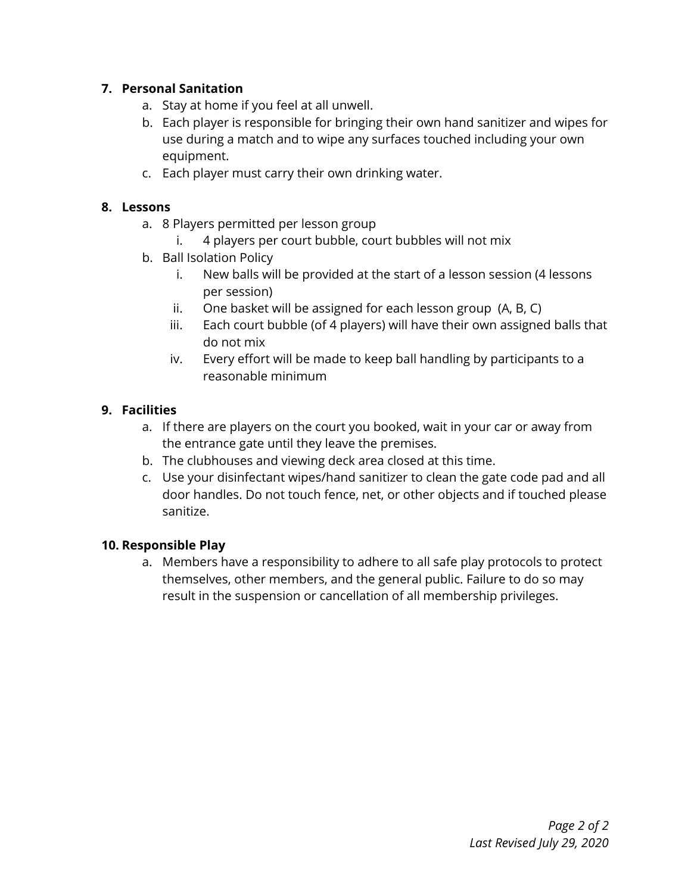7. **Personal Sanitation**
    a. Stay at home if you feel at all unwell.
    b. Each player is responsible for bringing their own hand sanitizer and wipes for use during a match and to wipe any surfaces touched including your own equipment.
    c. Each player must carry their own drinking water.

8. **Lessons**
    a. 8 Players permitted per lesson group
        i. 4 players per court bubble, court bubbles will not mix
    b. Ball Isolation Policy
        i. New balls will be provided at the start of a lesson session (4 lessons per session)
        ii. One basket will be assigned for each lesson group (A, B, C)
        iii. Each court bubble (of 4 players) will have their own assigned balls that do not mix
        iv. Every effort will be made to keep ball handling by participants to a reasonable minimum

9. **Facilities**
    a. If there are players on the court you booked, wait in your car or away from the entrance gate until they leave the premises.
    b. The clubhouses and viewing deck area closed at this time.
    c. Use your disinfectant wipes/hand sanitizer to clean the gate code pad and all door handles. Do not touch fence, net, or other objects and if touched please sanitize.

10. **Responsible Play**
    a. Members have a responsibility to adhere to all safe play protocols to protect themselves, other members, and the general public. Failure to do so may result in the suspension or cancellation of all membership privileges.

*Last Revised July 29, 2020*